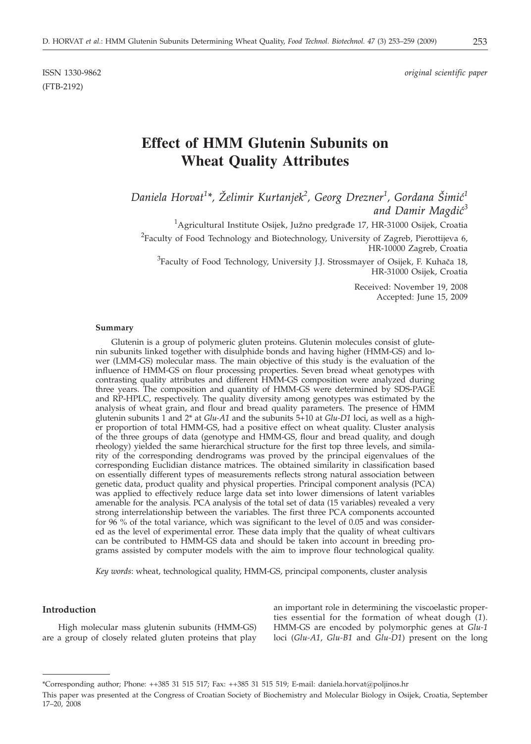ISSN 1330-9862
(FTB-2192)

*original scientific paper*

# Effect of HMM Glutenin Subunits on Wheat Quality Attributes

*Daniela Horvat[1]\*, Želimir Kurtanjek[2], Georg Drezner[1], Gordana Šimić[1] and Damir Magdić[3]*

[1]Agricultural Institute Osijek, Južno predgrađe 17, HR-31000 Osijek, Croatia

[2]Faculty of Food Technology and Biotechnology, University of Zagreb, Pierottijeva 6, HR-10000 Zagreb, Croatia

[3]Faculty of Food Technology, University J.J. Strossmayer of Osijek, F. Kuhača 18, HR-31000 Osijek, Croatia

Received: November 19, 2008
Accepted: June 15, 2009

#### Summary

Glutenin is a group of polymeric gluten proteins. Glutenin molecules consist of glutenin subunits linked together with disulphide bonds and having higher (HMM-GS) and lower (LMM-GS) molecular mass. The main objective of this study is the evaluation of the influence of HMM-GS on flour processing properties. Seven bread wheat genotypes with contrasting quality attributes and different HMM-GS composition were analyzed during three years. The composition and quantity of HMM-GS were determined by SDS-PAGE and RP-HPLC, respectively. The quality diversity among genotypes was estimated by the analysis of wheat grain, and flour and bread quality parameters. The presence of HMM glutenin subunits 1 and 2\* at *Glu-A1* and the subunits 5+10 at *Glu-D1* loci, as well as a higher proportion of total HMM-GS, had a positive effect on wheat quality. Cluster analysis of the three groups of data (genotype and HMM-GS, flour and bread quality, and dough rheology) yielded the same hierarchical structure for the first top three levels, and similarity of the corresponding dendrograms was proved by the principal eigenvalues of the corresponding Euclidian distance matrices. The obtained similarity in classification based on essentially different types of measurements reflects strong natural association between genetic data, product quality and physical properties. Principal component analysis (PCA) was applied to effectively reduce large data set into lower dimensions of latent variables amenable for the analysis. PCA analysis of the total set of data (15 variables) revealed a very strong interrelationship between the variables. The first three PCA components accounted for 96 % of the total variance, which was significant to the level of 0.05 and was considered as the level of experimental error. These data imply that the quality of wheat cultivars can be contributed to HMM-GS data and should be taken into account in breeding programs assisted by computer models with the aim to improve flour technological quality.

*Key words*: wheat, technological quality, HMM-GS, principal components, cluster analysis

#### Introduction

High molecular mass glutenin subunits (HMM-GS) are a group of closely related gluten proteins that play an important role in determining the viscoelastic properties essential for the formation of wheat dough (*1*). HMM-GS are encoded by polymorphic genes at *Glu-1* loci (*Glu-A1*, *Glu-B1* and *Glu-D1*) present on the long

---

\*Corresponding author; Phone: ++385 31 515 517; Fax: ++385 31 515 519; E-mail: daniela.horvat@poljinos.hr

This paper was presented at the Congress of Croatian Society of Biochemistry and Molecular Biology in Osijek, Croatia, September 17–20, 2008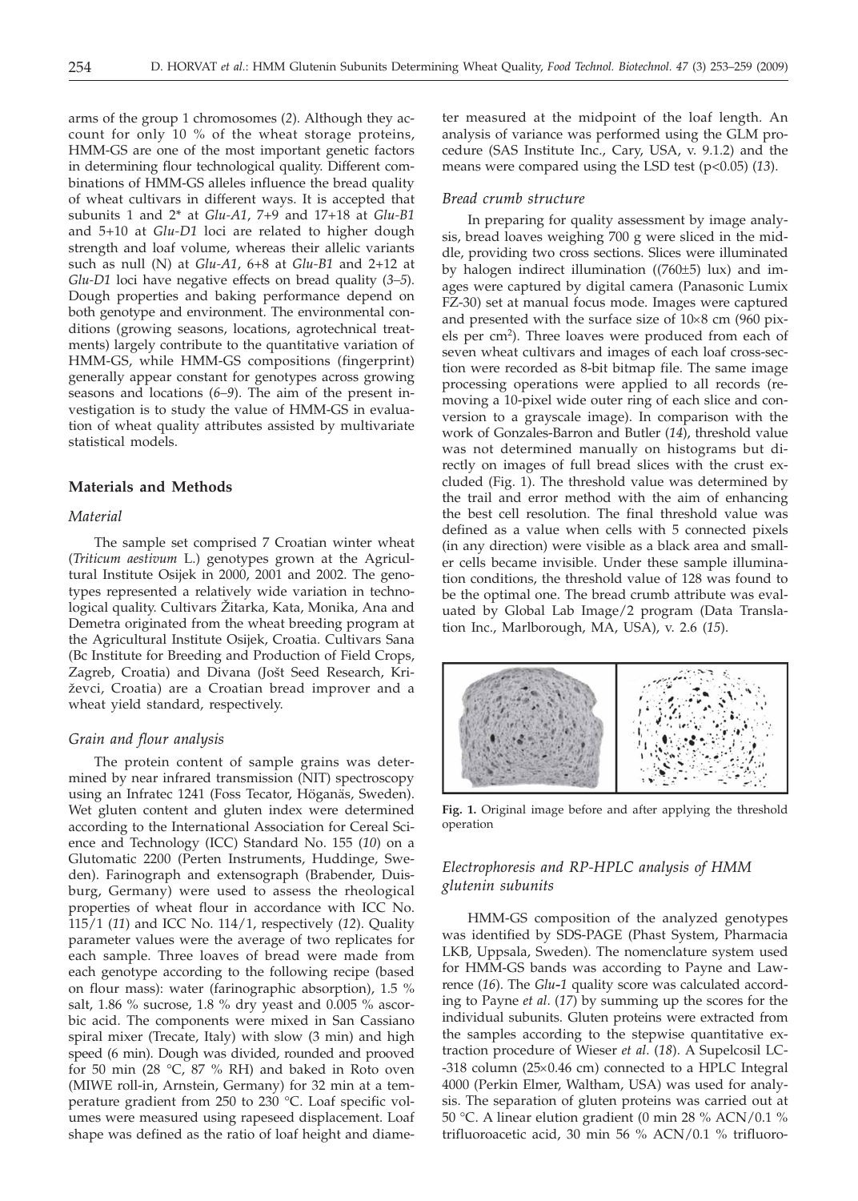arms of the group 1 chromosomes (*2*). Although they account for only 10 % of the wheat storage proteins, HMM-GS are one of the most important genetic factors in determining flour technological quality. Different combinations of HMM-GS alleles influence the bread quality of wheat cultivars in different ways. It is accepted that subunits 1 and 2* at *Glu-A1*, 7+9 and 17+18 at *Glu-B1* and 5+10 at *Glu-D1* loci are related to higher dough strength and loaf volume, whereas their allelic variants such as null (N) at *Glu-A1*, 6+8 at *Glu-B1* and 2+12 at *Glu-D1* loci have negative effects on bread quality (*3–5*). Dough properties and baking performance depend on both genotype and environment. The environmental conditions (growing seasons, locations, agrotechnical treatments) largely contribute to the quantitative variation of HMM-GS, while HMM-GS compositions (fingerprint) generally appear constant for genotypes across growing seasons and locations (*6–9*). The aim of the present investigation is to study the value of HMM-GS in evaluation of wheat quality attributes assisted by multivariate statistical models.

## Materials and Methods

### *Material*

The sample set comprised 7 Croatian winter wheat (*Triticum aestivum* L.) genotypes grown at the Agricultural Institute Osijek in 2000, 2001 and 2002. The genotypes represented a relatively wide variation in technological quality. Cultivars Žitarka, Kata, Monika, Ana and Demetra originated from the wheat breeding program at the Agricultural Institute Osijek, Croatia. Cultivars Sana (Bc Institute for Breeding and Production of Field Crops, Zagreb, Croatia) and Divana (Jošt Seed Research, Križevci, Croatia) are a Croatian bread improver and a wheat yield standard, respectively.

### *Grain and flour analysis*

The protein content of sample grains was determined by near infrared transmission (NIT) spectroscopy using an Infratec 1241 (Foss Tecator, Höganäs, Sweden). Wet gluten content and gluten index were determined according to the International Association for Cereal Science and Technology (ICC) Standard No. 155 (*10*) on a Glutomatic 2200 (Perten Instruments, Huddinge, Sweden). Farinograph and extensograph (Brabender, Duisburg, Germany) were used to assess the rheological properties of wheat flour in accordance with ICC No. 115/1 (*11*) and ICC No. 114/1, respectively (*12*). Quality parameter values were the average of two replicates for each sample. Three loaves of bread were made from each genotype according to the following recipe (based on flour mass): water (farinographic absorption), 1.5 % salt, 1.86 % sucrose, 1.8 % dry yeast and 0.005 % ascorbic acid. The components were mixed in San Cassiano spiral mixer (Trecate, Italy) with slow (3 min) and high speed (6 min). Dough was divided, rounded and prooved for 50 min (28 °C, 87 % RH) and baked in Roto oven (MIWE roll-in, Arnstein, Germany) for 32 min at a temperature gradient from 250 to 230 °C. Loaf specific volumes were measured using rapeseed displacement. Loaf shape was defined as the ratio of loaf height and diameter measured at the midpoint of the loaf length. An analysis of variance was performed using the GLM procedure (SAS Institute Inc., Cary, USA, v. 9.1.2) and the means were compared using the LSD test ($p<0.05$) (*13*).

### *Bread crumb structure*

In preparing for quality assessment by image analysis, bread loaves weighing 700 g were sliced in the middle, providing two cross sections. Slices were illuminated by halogen indirect illumination ((760±5) lux) and images were captured by digital camera (Panasonic Lumix FZ-30) set at manual focus mode. Images were captured and presented with the surface size of 10×8 cm (960 pixels per cm$^2$). Three loaves were produced from each of seven wheat cultivars and images of each loaf cross-section were recorded as 8-bit bitmap file. The same image processing operations were applied to all records (removing a 10-pixel wide outer ring of each slice and conversion to a grayscale image). In comparison with the work of Gonzales-Barron and Butler (*14*), threshold value was not determined manually on histograms but directly on images of full bread slices with the crust excluded (Fig. 1). The threshold value was determined by the trail and error method with the aim of enhancing the best cell resolution. The final threshold value was defined as a value when cells with 5 connected pixels (in any direction) were visible as a black area and smaller cells became invisible. Under these sample illumination conditions, the threshold value of 128 was found to be the optimal one. The bread crumb attribute was evaluated by Global Lab Image/2 program (Data Translation Inc., Marlborough, MA, USA), v. 2.6 (*15*).

**Fig. 1.** Original image before and after applying the threshold operation

### *Electrophoresis and RP-HPLC analysis of HMM glutenin subunits*

HMM-GS composition of the analyzed genotypes was identified by SDS-PAGE (Phast System, Pharmacia LKB, Uppsala, Sweden). The nomenclature system used for HMM-GS bands was according to Payne and Lawrence (*16*). The *Glu-1* quality score was calculated according to Payne *et al*. (*17*) by summing up the scores for the individual subunits. Gluten proteins were extracted from the samples according to the stepwise quantitative extraction procedure of Wieser *et al*. (*18*). A Supelcosil LC-318 column (25×0.46 cm) connected to a HPLC Integral 4000 (Perkin Elmer, Waltham, USA) was used for analysis. The separation of gluten proteins was carried out at 50 °C. A linear elution gradient (0 min 28 % ACN/0.1 % trifluoroacetic acid, 30 min 56 % ACN/0.1 % trifluoro-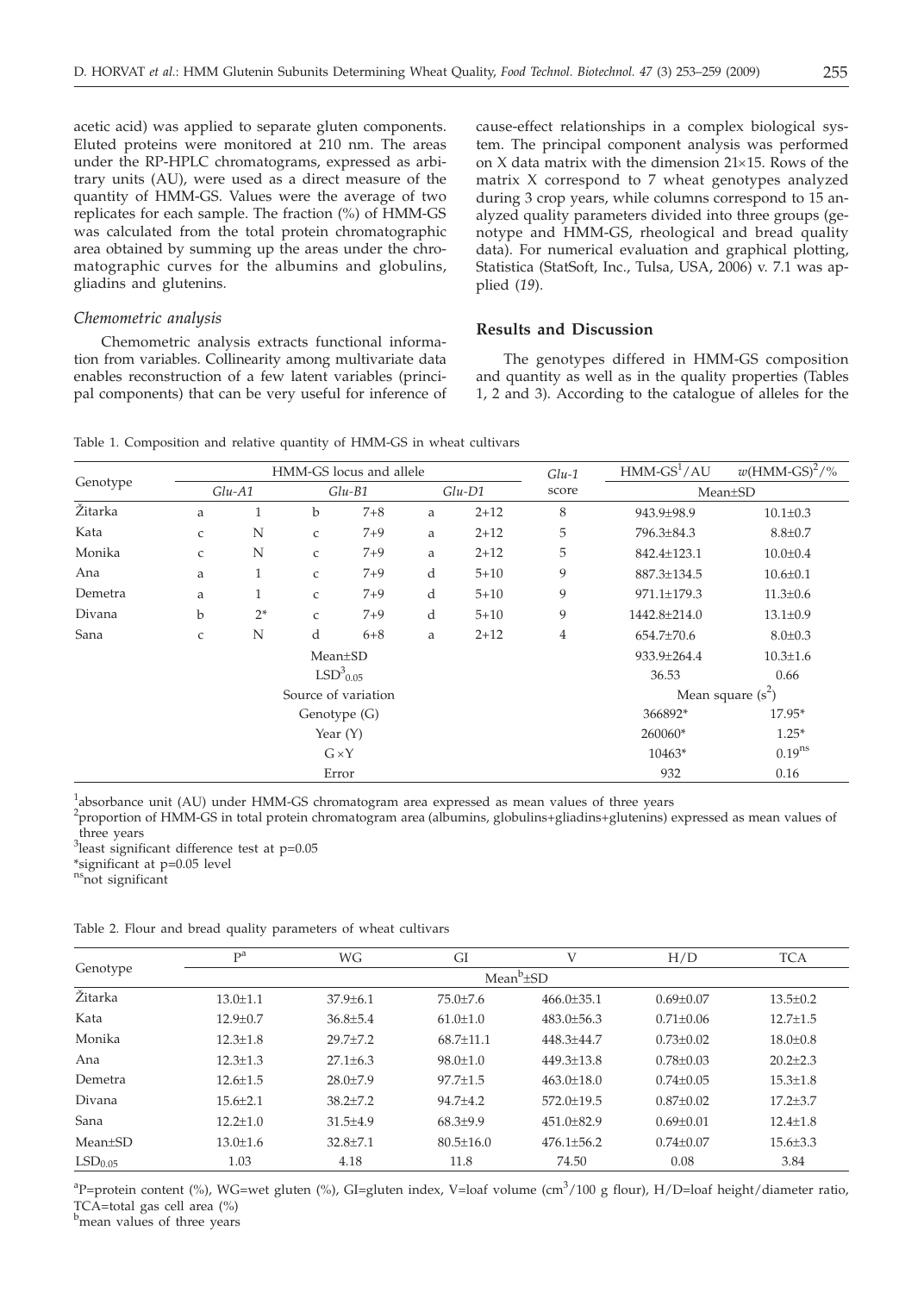acetic acid) was applied to separate gluten components. Eluted proteins were monitored at 210 nm. The areas under the RP-HPLC chromatograms, expressed as arbitrary units (AU), were used as a direct measure of the quantity of HMM-GS. Values were the average of two replicates for each sample. The fraction (%) of HMM-GS was calculated from the total protein chromatographic area obtained by summing up the areas under the chromatographic curves for the albumins and globulins, gliadins and glutenins.

### *Chemometric analysis*

Chemometric analysis extracts functional information from variables. Collinearity among multivariate data enables reconstruction of a few latent variables (principal components) that can be very useful for inference of cause-effect relationships in a complex biological system. The principal component analysis was performed on X data matrix with the dimension 21×15. Rows of the matrix X correspond to 7 wheat genotypes analyzed during 3 crop years, while columns correspond to 15 analyzed quality parameters divided into three groups (genotype and HMM-GS, rheological and bread quality data). For numerical evaluation and graphical plotting, Statistica (StatSoft, Inc., Tulsa, USA, 2006) v. 7.1 was applied (*19*).

## Results and Discussion

The genotypes differed in HMM-GS composition and quantity as well as in the quality properties (Tables 1, 2 and 3). According to the catalogue of alleles for the

Table 1. Composition and relative quantity of HMM-GS in wheat cultivars

| Genotype | HMM-GS locus and allele | | | | | | *Glu-1* score | HMM-GS[1]/AU | $w$(HMM-GS)[2]/% |
|---|---|---|---|---|---|---|---|---|---|
| | *Glu-A1* | | *Glu-B1* | | *Glu-D1* | | | Mean±SD | |
| Žitarka | a | 1 | b | 7+8 | a | 2+12 | 8 | 943.9±98.9 | 10.1±0.3 |
| Kata | c | N | c | 7+9 | a | 2+12 | 5 | 796.3±84.3 | 8.8±0.7 |
| Monika | c | N | c | 7+9 | a | 2+12 | 5 | 842.4±123.1 | 10.0±0.4 |
| Ana | a | 1 | c | 7+9 | d | 5+10 | 9 | 887.3±134.5 | 10.6±0.1 |
| Demetra | a | 1 | c | 7+9 | d | 5+10 | 9 | 971.1±179.3 | 11.3±0.6 |
| Divana | b | 2* | c | 7+9 | d | 5+10 | 9 | 1442.8±214.0 | 13.1±0.9 |
| Sana | c | N | d | 6+8 | a | 2+12 | 4 | 654.7±70.6 | 8.0±0.3 |
| Mean±SD | | | | | | | | 933.9±264.4 | 10.3±1.6 |
| $LSD^3_{0.05}$ | | | | | | | | 36.53 | 0.66 |
| Source of variation | | | | | | | | Mean square ($s^2$) | |
| Genotype (G) | | | | | | | | 366892* | 17.95* |
| Year (Y) | | | | | | | | 260060* | 1.25* |
| G×Y | | | | | | | | 10463* | $0.19^{ns}$ |
| Error | | | | | | | | 932 | 0.16 |

[1]absorbance unit (AU) under HMM-GS chromatogram area expressed as mean values of three years
[2]proportion of HMM-GS in total protein chromatogram area (albumins, globulins+gliadins+glutenins) expressed as mean values of three years
[3]least significant difference test at p=0.05
*significant at p=0.05 level
[ns]not significant

Table 2. Flour and bread quality parameters of wheat cultivars

| Genotype | P[a] | WG | GI | V | H/D | TCA |
|---|---|---|---|---|---|---|
| | Mean[b]±SD | | | | | |
| Žitarka | 13.0±1.1 | 37.9±6.1 | 75.0±7.6 | 466.0±35.1 | 0.69±0.07 | 13.5±0.2 |
| Kata | 12.9±0.7 | 36.8±5.4 | 61.0±1.0 | 483.0±56.3 | 0.71±0.06 | 12.7±1.5 |
| Monika | 12.3±1.8 | 29.7±7.2 | 68.7±11.1 | 448.3±44.7 | 0.73±0.02 | 18.0±0.8 |
| Ana | 12.3±1.3 | 27.1±6.3 | 98.0±1.0 | 449.3±13.8 | 0.78±0.03 | 20.2±2.3 |
| Demetra | 12.6±1.5 | 28.0±7.9 | 97.7±1.5 | 463.0±18.0 | 0.74±0.05 | 15.3±1.8 |
| Divana | 15.6±2.1 | 38.2±7.2 | 94.7±4.2 | 572.0±19.5 | 0.87±0.02 | 17.2±3.7 |
| Sana | 12.2±1.0 | 31.5±4.9 | 68.3±9.9 | 451.0±82.9 | 0.69±0.01 | 12.4±1.8 |
| Mean±SD | 13.0±1.6 | 32.8±7.1 | 80.5±16.0 | 476.1±56.2 | 0.74±0.07 | 15.6±3.3 |
| $LSD_{0.05}$ | 1.03 | 4.18 | 11.8 | 74.50 | 0.08 | 3.84 |

[a]P=protein content (%), WG=wet gluten (%), GI=gluten index, V=loaf volume (cm$^3$/100 g flour), H/D=loaf height/diameter ratio, TCA=total gas cell area (%)
[b]mean values of three years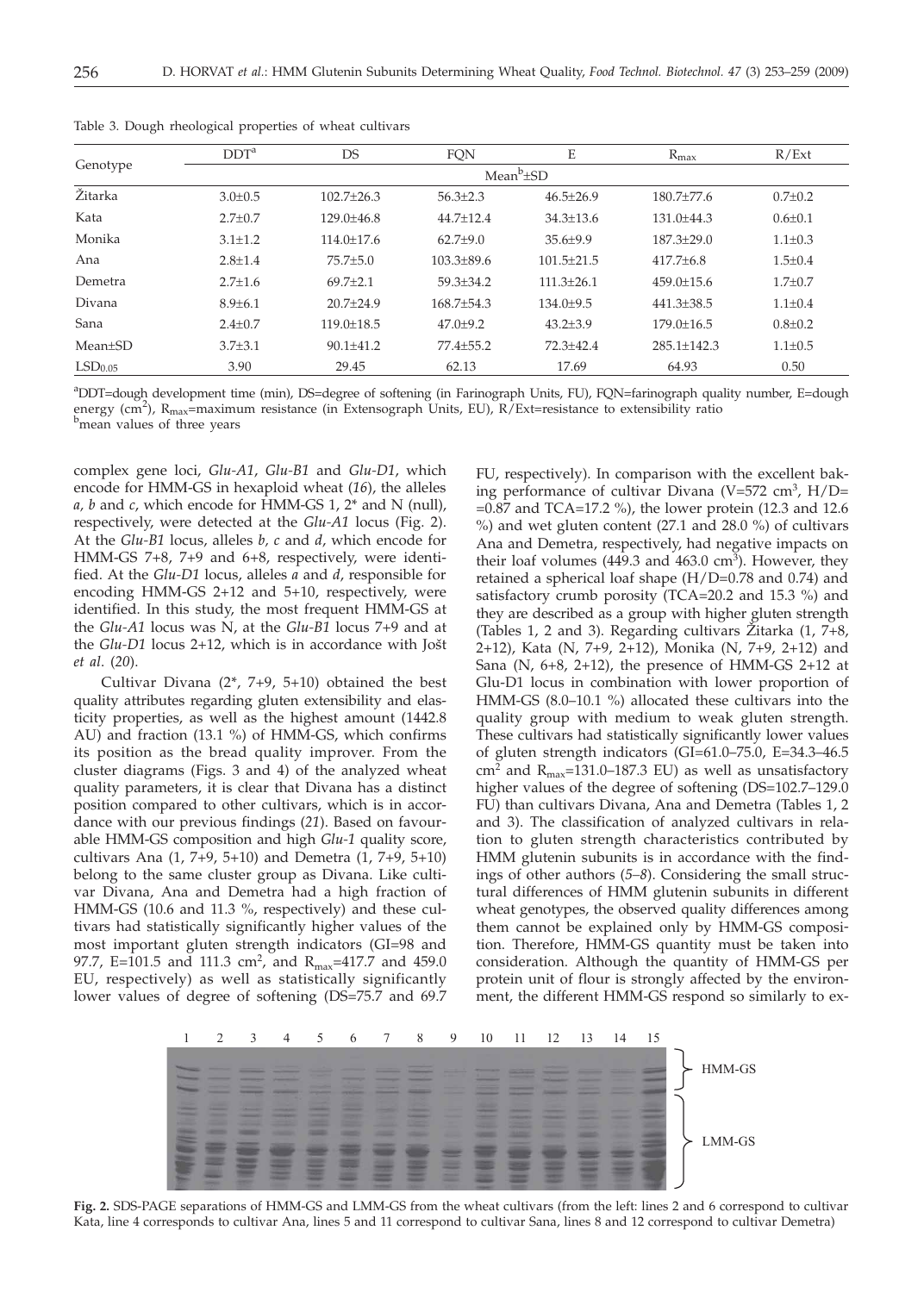Table 3. Dough rheological properties of wheat cultivars

| Genotype | DDT[a] | DS | FQN | E | $R_{max}$ | R/Ext |
|---|---|---|---|---|---|---|
| | Mean[b]±SD | | | | | |
| Žitarka | 3.0±0.5 | 102.7±26.3 | 56.3±2.3 | 46.5±26.9 | 180.7±77.6 | 0.7±0.2 |
| Kata | 2.7±0.7 | 129.0±46.8 | 44.7±12.4 | 34.3±13.6 | 131.0±44.3 | 0.6±0.1 |
| Monika | 3.1±1.2 | 114.0±17.6 | 62.7±9.0 | 35.6±9.9 | 187.3±29.0 | 1.1±0.3 |
| Ana | 2.8±1.4 | 75.7±5.0 | 103.3±89.6 | 101.5±21.5 | 417.7±6.8 | 1.5±0.4 |
| Demetra | 2.7±1.6 | 69.7±2.1 | 59.3±34.2 | 111.3±26.1 | 459.0±15.6 | 1.7±0.7 |
| Divana | 8.9±6.1 | 20.7±24.9 | 168.7±54.3 | 134.0±9.5 | 441.3±38.5 | 1.1±0.4 |
| Sana | 2.4±0.7 | 119.0±18.5 | 47.0±9.2 | 43.2±3.9 | 179.0±16.5 | 0.8±0.2 |
| Mean±SD | 3.7±3.1 | 90.1±41.2 | 77.4±55.2 | 72.3±42.4 | 285.1±142.3 | 1.1±0.5 |
| $LSD_{0.05}$ | 3.90 | 29.45 | 62.13 | 17.69 | 64.93 | 0.50 |

[a]DDT=dough development time (min), DS=degree of softening (in Farinograph Units, FU), FQN=farinograph quality number, E=dough energy ($cm^2$), $R_{max}$=maximum resistance (in Extensograph Units, EU), R/Ext=resistance to extensibility ratio
[b]mean values of three years

complex gene loci, *Glu-A1*, *Glu-B1* and *Glu-D1*, which encode for HMM-GS in hexaploid wheat (*16*), the alleles *a*, *b* and *c*, which encode for HMM-GS 1, 2* and N (null), respectively, were detected at the *Glu-A1* locus (Fig. 2). At the *Glu-B1* locus, alleles *b*, *c* and *d*, which encode for HMM-GS 7+8, 7+9 and 6+8, respectively, were identified. At the *Glu-D1* locus, alleles *a* and *d*, responsible for encoding HMM-GS 2+12 and 5+10, respectively, were identified. In this study, the most frequent HMM-GS at the *Glu-A1* locus was N, at the *Glu-B1* locus 7+9 and at the *Glu-D1* locus 2+12, which is in accordance with Jošt *et al.* (*20*).

Cultivar Divana (2*, 7+9, 5+10) obtained the best quality attributes regarding gluten extensibility and elasticity properties, as well as the highest amount (1442.8 AU) and fraction (13.1 %) of HMM-GS, which confirms its position as the bread quality improver. From the cluster diagrams (Figs. 3 and 4) of the analyzed wheat quality parameters, it is clear that Divana has a distinct position compared to other cultivars, which is in accordance with our previous findings (*21*). Based on favourable HMM-GS composition and high *Glu-1* quality score, cultivars Ana (1, 7+9, 5+10) and Demetra (1, 7+9, 5+10) belong to the same cluster group as Divana. Like cultivar Divana, Ana and Demetra had a high fraction of HMM-GS (10.6 and 11.3 %, respectively) and these cultivars had statistically significantly higher values of the most important gluten strength indicators (GI=98 and 97.7, E=101.5 and 111.3 $cm^2$, and $R_{max}$=417.7 and 459.0 EU, respectively) as well as statistically significantly lower values of degree of softening (DS=75.7 and 69.7 FU, respectively). In comparison with the excellent baking performance of cultivar Divana (V=572 $cm^3$, H/D=0.87 and TCA=17.2 %), the lower protein (12.3 and 12.6 %) and wet gluten content (27.1 and 28.0 %) of cultivars Ana and Demetra, respectively, had negative impacts on their loaf volumes (449.3 and 463.0 $cm^3$). However, they retained a spherical loaf shape (H/D=0.78 and 0.74) and satisfactory crumb porosity (TCA=20.2 and 15.3 %) and they are described as a group with higher gluten strength (Tables 1, 2 and 3). Regarding cultivars Žitarka (1, 7+8, 2+12), Kata (N, 7+9, 2+12), Monika (N, 7+9, 2+12) and Sana (N, 6+8, 2+12), the presence of HMM-GS 2+12 at Glu-D1 locus in combination with lower proportion of HMM-GS (8.0–10.1 %) allocated these cultivars into the quality group with medium to weak gluten strength. These cultivars had statistically significantly lower values of gluten strength indicators (GI=61.0–75.0, E=34.3–46.5 $cm^2$ and $R_{max}$=131.0–187.3 EU) as well as unsatisfactory higher values of the degree of softening (DS=102.7–129.0 FU) than cultivars Divana, Ana and Demetra (Tables 1, 2 and 3). The classification of analyzed cultivars in relation to gluten strength characteristics contributed by HMM glutenin subunits is in accordance with the findings of other authors (*5–8*). Considering the small structural differences of HMM glutenin subunits in different wheat genotypes, the observed quality differences among them cannot be explained only by HMM-GS composition. Therefore, HMM-GS quantity must be taken into consideration. Although the quantity of HMM-GS per protein unit of flour is strongly affected by the environment, the different HMM-GS respond so similarly to ex-

**Fig. 2.** SDS-PAGE separations of HMM-GS and LMM-GS from the wheat cultivars (from the left: lines 2 and 6 correspond to cultivar Kata, line 4 corresponds to cultivar Ana, lines 5 and 11 correspond to cultivar Sana, lines 8 and 12 correspond to cultivar Demetra)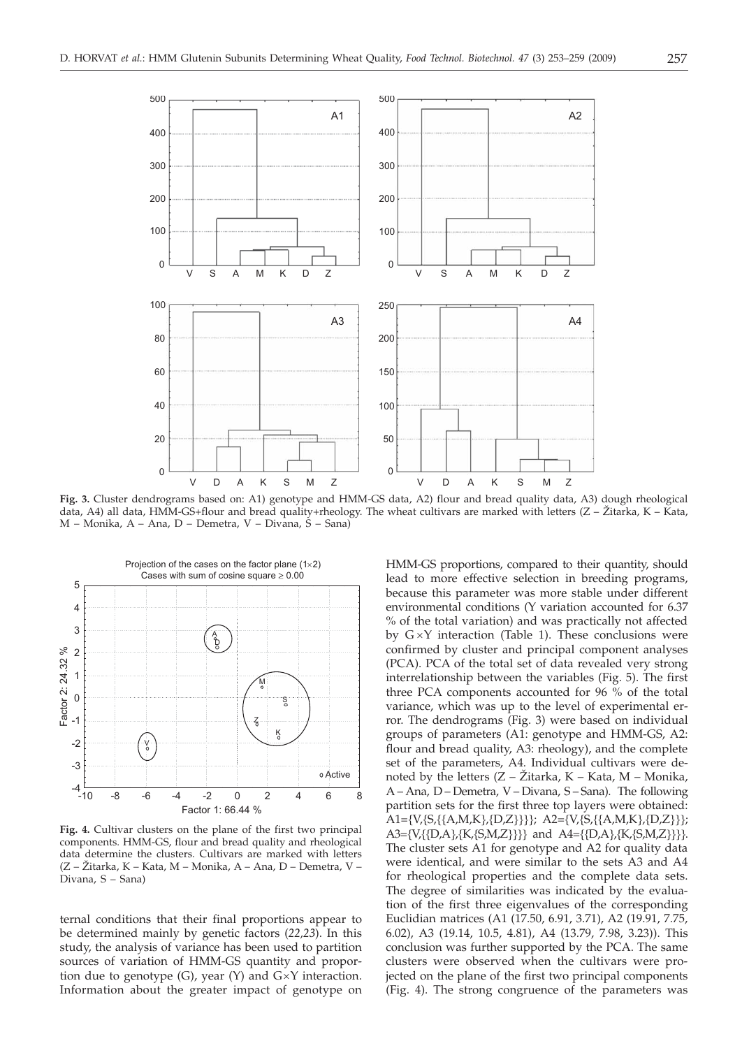**Fig. 3.** Cluster dendrograms based on: A1) genotype and HMM-GS data, A2) flour and bread quality data, A3) dough rheological data, A4) all data, HMM-GS+flour and bread quality+rheology. The wheat cultivars are marked with letters (Z – Žitarka, K – Kata, M – Monika, A – Ana, D – Demetra, V – Divana, S – Sana)

**Fig. 4.** Cultivar clusters on the plane of the first two principal components. HMM-GS, flour and bread quality and rheological data determine the clusters. Cultivars are marked with letters (Z – Žitarka, K – Kata, M – Monika, A – Ana, D – Demetra, V – Divana, S – Sana)

ternal conditions that their final proportions appear to be determined mainly by genetic factors (*22,23*). In this study, the analysis of variance has been used to partition sources of variation of HMM-GS quantity and proportion due to genotype (G), year (Y) and G×Y interaction. Information about the greater impact of genotype on HMM-GS proportions, compared to their quantity, should lead to more effective selection in breeding programs, because this parameter was more stable under different environmental conditions (Y variation accounted for 6.37 % of the total variation) and was practically not affected by G×Y interaction (Table 1). These conclusions were confirmed by cluster and principal component analyses (PCA). PCA of the total set of data revealed very strong interrelationship between the variables (Fig. 5). The first three PCA components accounted for 96 % of the total variance, which was up to the level of experimental error. The dendrograms (Fig. 3) were based on individual groups of parameters (A1: genotype and HMM-GS, A2: flour and bread quality, A3: rheology), and the complete set of the parameters, A4. Individual cultivars were denoted by the letters (Z – Žitarka, K – Kata, M – Monika, A – Ana, D – Demetra, V – Divana, S – Sana). The following partition sets for the first three top layers were obtained: A1={V,{S,{{A,M,K},{D,Z}}}}; A2={V,{S,{{A,M,K},{D,Z}}}}; A3={V,{{D,A},{K,{S,M,Z}}}} and A4={{D,A},{K,{S,M,Z}}}}. The cluster sets A1 for genotype and A2 for quality data were identical, and were similar to the sets A3 and A4 for rheological properties and the complete data sets. The degree of similarities was indicated by the evaluation of the first three eigenvalues of the corresponding Euclidian matrices (A1 (17.50, 6.91, 3.71), A2 (19.91, 7.75, 6.02), A3 (19.14, 10.5, 4.81), A4 (13.79, 7.98, 3.23)). This conclusion was further supported by the PCA. The same clusters were observed when the cultivars were projected on the plane of the first two principal components (Fig. 4). The strong congruence of the parameters was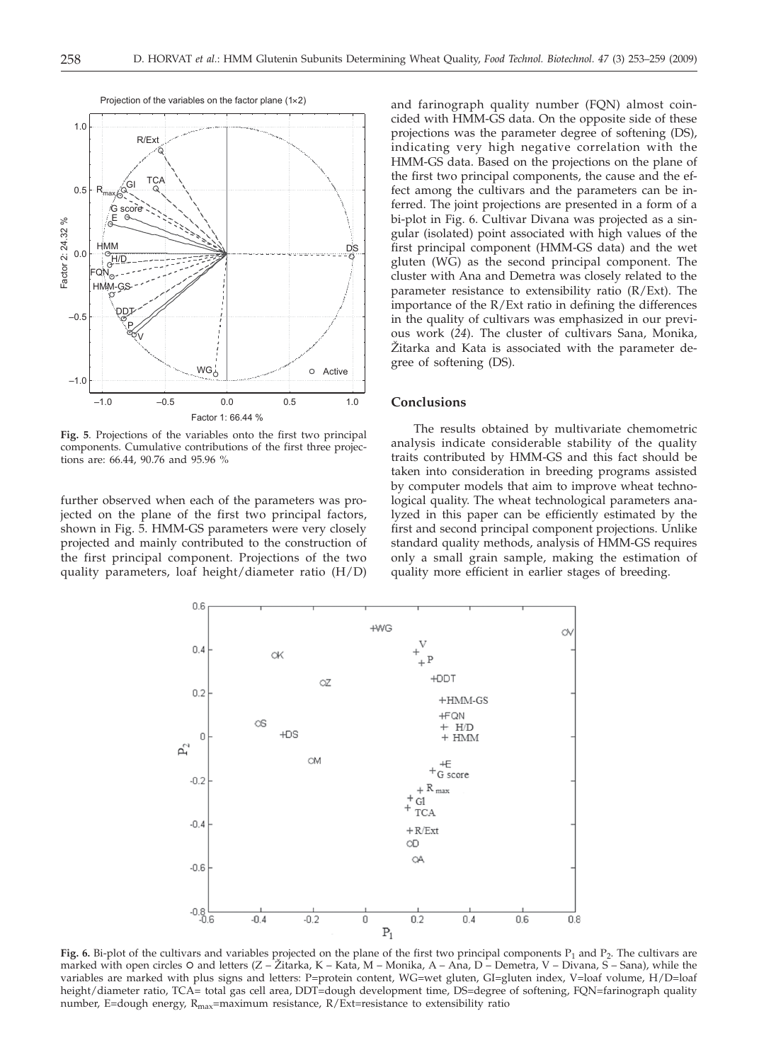**Fig. 5**. Projections of the variables onto the first two principal components. Cumulative contributions of the first three projections are: 66.44, 90.76 and 95.96 %

further observed when each of the parameters was projected on the plane of the first two principal factors, shown in Fig. 5. HMM-GS parameters were very closely projected and mainly contributed to the construction of the first principal component. Projections of the two quality parameters, loaf height/diameter ratio (H/D) and farinograph quality number (FQN) almost coincided with HMM-GS data. On the opposite side of these projections was the parameter degree of softening (DS), indicating very high negative correlation with the HMM-GS data. Based on the projections on the plane of the first two principal components, the cause and the effect among the cultivars and the parameters can be inferred. The joint projections are presented in a form of a bi-plot in Fig. 6. Cultivar Divana was projected as a singular (isolated) point associated with high values of the first principal component (HMM-GS data) and the wet gluten (WG) as the second principal component. The cluster with Ana and Demetra was closely related to the parameter resistance to extensibility ratio (R/Ext). The importance of the R/Ext ratio in defining the differences in the quality of cultivars was emphasized in our previous work (*24*). The cluster of cultivars Sana, Monika, Žitarka and Kata is associated with the parameter degree of softening (DS).

## Conclusions

The results obtained by multivariate chemometric analysis indicate considerable stability of the quality traits contributed by HMM-GS and this fact should be taken into consideration in breeding programs assisted by computer models that aim to improve wheat technological quality. The wheat technological parameters analyzed in this paper can be efficiently estimated by the first and second principal component projections. Unlike standard quality methods, analysis of HMM-GS requires only a small grain sample, making the estimation of quality more efficient in earlier stages of breeding.

**Fig. 6.** Bi-plot of the cultivars and variables projected on the plane of the first two principal components $P_1$ and $P_2$. The cultivars are marked with open circles ○ and letters (Z – Žitarka, K – Kata, M – Monika, A – Ana, D – Demetra, V – Divana, S – Sana), while the variables are marked with plus signs and letters: P=protein content, WG=wet gluten, GI=gluten index, V=loaf volume, H/D=loaf height/diameter ratio, TCA= total gas cell area, DDT=dough development time, DS=degree of softening, FQN=farinograph quality number, E=dough energy, $R_{max}$=maximum resistance, R/Ext=resistance to extensibility ratio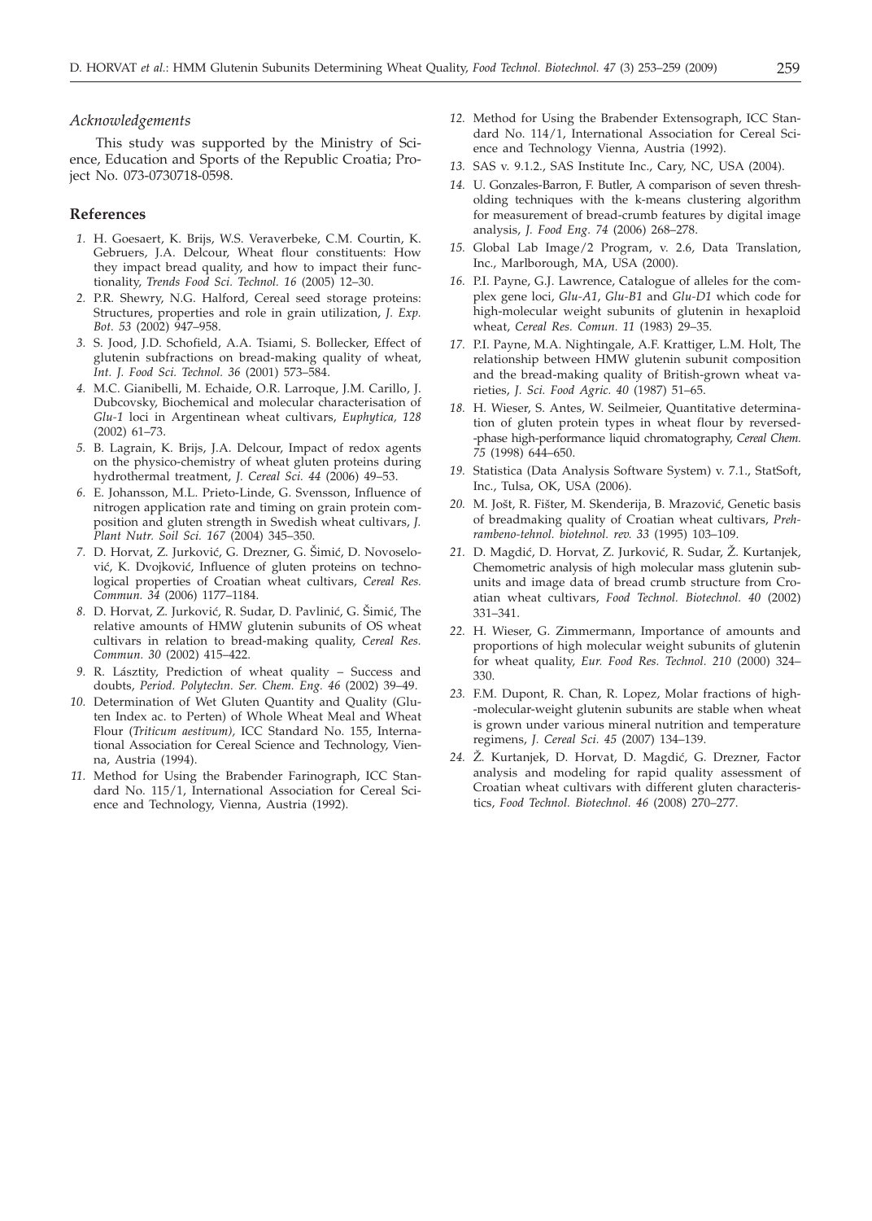## *Acknowledgements*

This study was supported by the Ministry of Science, Education and Sports of the Republic Croatia; Project No. 073-0730718-0598.

## References

1. H. Goesaert, K. Brijs, W.S. Veraverbeke, C.M. Courtin, K. Gebruers, J.A. Delcour, Wheat flour constituents: How they impact bread quality, and how to impact their functionality, *Trends Food Sci. Technol. 16* (2005) 12–30.
2. P.R. Shewry, N.G. Halford, Cereal seed storage proteins: Structures, properties and role in grain utilization, *J. Exp. Bot. 53* (2002) 947–958.
3. S. Jood, J.D. Schofield, A.A. Tsiami, S. Bollecker, Effect of glutenin subfractions on bread-making quality of wheat, *Int. J. Food Sci. Technol. 36* (2001) 573–584.
4. M.C. Gianibelli, M. Echaide, O.R. Larroque, J.M. Carillo, J. Dubcovsky, Biochemical and molecular characterisation of *Glu-1* loci in Argentinean wheat cultivars, *Euphytica, 128* (2002) 61–73.
5. B. Lagrain, K. Brijs, J.A. Delcour, Impact of redox agents on the physico-chemistry of wheat gluten proteins during hydrothermal treatment, *J. Cereal Sci. 44* (2006) 49–53.
6. E. Johansson, M.L. Prieto-Linde, G. Svensson, Influence of nitrogen application rate and timing on grain protein composition and gluten strength in Swedish wheat cultivars, *J. Plant Nutr. Soil Sci. 167* (2004) 345–350.
7. D. Horvat, Z. Jurković, G. Drezner, G. Šimić, D. Novoselović, K. Dvojković, Influence of gluten proteins on technological properties of Croatian wheat cultivars, *Cereal Res. Commun. 34* (2006) 1177–1184.
8. D. Horvat, Z. Jurković, R. Sudar, D. Pavlinić, G. Šimić, The relative amounts of HMW glutenin subunits of OS wheat cultivars in relation to bread-making quality, *Cereal Res. Commun. 30* (2002) 415–422.
9. R. Lásztity, Prediction of wheat quality – Success and doubts, *Period. Polytechn. Ser. Chem. Eng. 46* (2002) 39–49.
10. Determination of Wet Gluten Quantity and Quality (Gluten Index ac. to Perten) of Whole Wheat Meal and Wheat Flour (*Triticum aestivum*), ICC Standard No. 155, International Association for Cereal Science and Technology, Vienna, Austria (1994).
11. Method for Using the Brabender Farinograph, ICC Standard No. 115/1, International Association for Cereal Science and Technology, Vienna, Austria (1992).
12. Method for Using the Brabender Extensograph, ICC Standard No. 114/1, International Association for Cereal Science and Technology Vienna, Austria (1992).
13. SAS v. 9.1.2., SAS Institute Inc., Cary, NC, USA (2004).
14. U. Gonzales-Barron, F. Butler, A comparison of seven thresholding techniques with the k-means clustering algorithm for measurement of bread-crumb features by digital image analysis, *J. Food Eng. 74* (2006) 268–278.
15. Global Lab Image/2 Program, v. 2.6, Data Translation, Inc., Marlborough, MA, USA (2000).
16. P.I. Payne, G.J. Lawrence, Catalogue of alleles for the complex gene loci, *Glu-A1*, *Glu-B1* and *Glu-D1* which code for high-molecular weight subunits of glutenin in hexaploid wheat, *Cereal Res. Comun. 11* (1983) 29–35.
17. P.I. Payne, M.A. Nightingale, A.F. Krattiger, L.M. Holt, The relationship between HMW glutenin subunit composition and the bread-making quality of British-grown wheat varieties, *J. Sci. Food Agric. 40* (1987) 51–65.
18. H. Wieser, S. Antes, W. Seilmeier, Quantitative determination of gluten protein types in wheat flour by reversed-phase high-performance liquid chromatography, *Cereal Chem. 75* (1998) 644–650.
19. Statistica (Data Analysis Software System) v. 7.1., StatSoft, Inc., Tulsa, OK, USA (2006).
20. M. Jošt, R. Fišter, M. Skenderija, B. Mrazović, Genetic basis of breadmaking quality of Croatian wheat cultivars, *Prehrambeno-tehnol. biotehnol. rev. 33* (1995) 103–109.
21. D. Magdić, D. Horvat, Z. Jurković, R. Sudar, Ž. Kurtanjek, Chemometric analysis of high molecular mass glutenin subunits and image data of bread crumb structure from Croatian wheat cultivars, *Food Technol. Biotechnol. 40* (2002) 331–341.
22. H. Wieser, G. Zimmermann, Importance of amounts and proportions of high molecular weight subunits of glutenin for wheat quality, *Eur. Food Res. Technol. 210* (2000) 324–330.
23. F.M. Dupont, R. Chan, R. Lopez, Molar fractions of high-molecular-weight glutenin subunits are stable when wheat is grown under various mineral nutrition and temperature regimens, *J. Cereal Sci. 45* (2007) 134–139.
24. Ž. Kurtanjek, D. Horvat, D. Magdić, G. Drezner, Factor analysis and modeling for rapid quality assessment of Croatian wheat cultivars with different gluten characteristics, *Food Technol. Biotechnol. 46* (2008) 270–277.